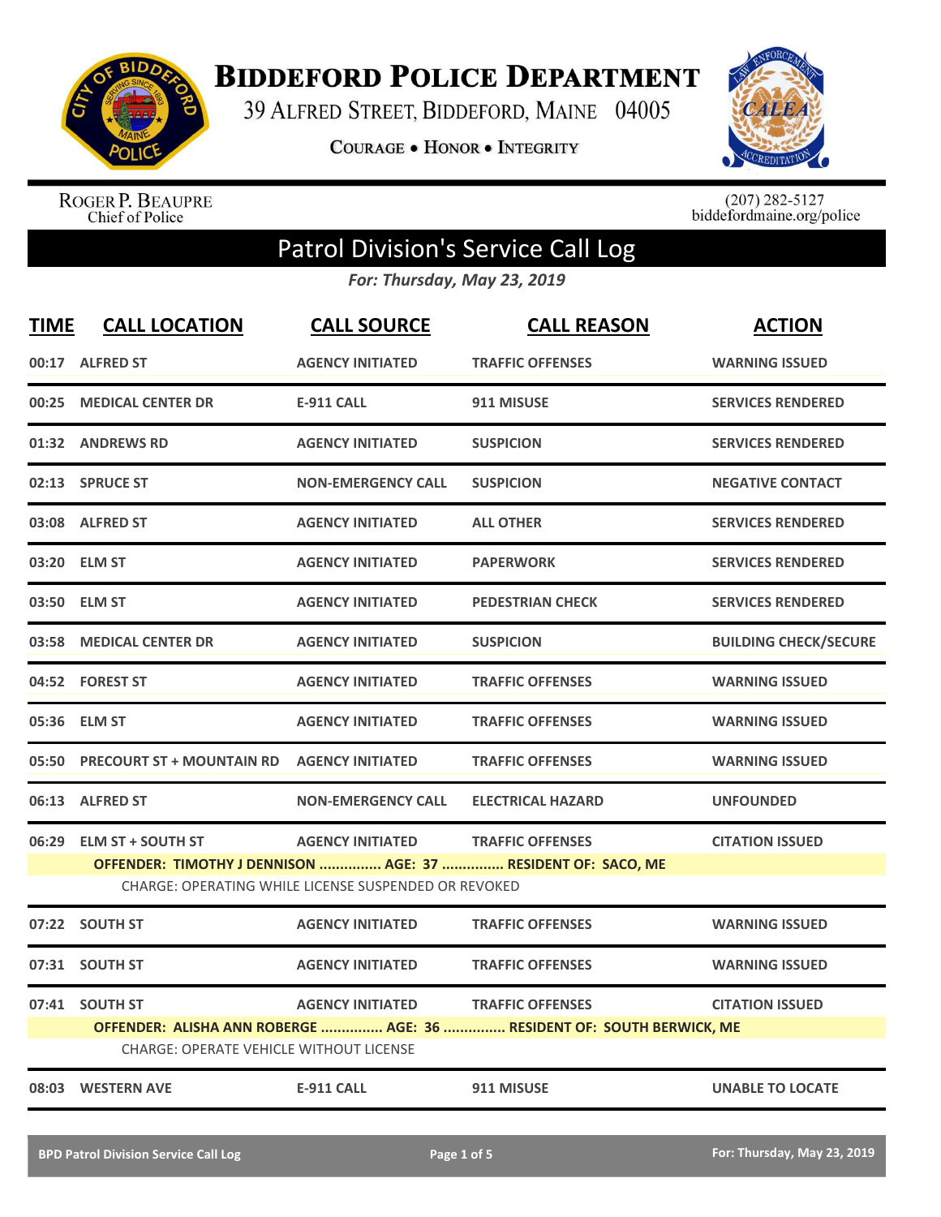# Biddeford Police Department

39 Alfred Street, Biddeford, Maine 04005

**Courage • Honor • Integrity**

Roger P. Beaupre
Chief of Police

(207) 282-5127
biddefordmaine.org/police

## Patrol Division's Service Call Log

***For: Thursday, May 23, 2019***

| TIME | CALL LOCATION | CALL SOURCE | CALL REASON | ACTION |
|---|---|---|---|---|
| 00:17 | ALFRED ST | AGENCY INITIATED | TRAFFIC OFFENSES | WARNING ISSUED |
| 00:25 | MEDICAL CENTER DR | E-911 CALL | 911 MISUSE | SERVICES RENDERED |
| 01:32 | ANDREWS RD | AGENCY INITIATED | SUSPICION | SERVICES RENDERED |
| 02:13 | SPRUCE ST | NON-EMERGENCY CALL | SUSPICION | NEGATIVE CONTACT |
| 03:08 | ALFRED ST | AGENCY INITIATED | ALL OTHER | SERVICES RENDERED |
| 03:20 | ELM ST | AGENCY INITIATED | PAPERWORK | SERVICES RENDERED |
| 03:50 | ELM ST | AGENCY INITIATED | PEDESTRIAN CHECK | SERVICES RENDERED |
| 03:58 | MEDICAL CENTER DR | AGENCY INITIATED | SUSPICION | BUILDING CHECK/SECURE |
| 04:52 | FOREST ST | AGENCY INITIATED | TRAFFIC OFFENSES | WARNING ISSUED |
| 05:36 | ELM ST | AGENCY INITIATED | TRAFFIC OFFENSES | WARNING ISSUED |
| 05:50 | PRECOURT ST + MOUNTAIN RD | AGENCY INITIATED | TRAFFIC OFFENSES | WARNING ISSUED |
| 06:13 | ALFRED ST | NON-EMERGENCY CALL | ELECTRICAL HAZARD | UNFOUNDED |
| 06:29 | ELM ST + SOUTH ST | AGENCY INITIATED | TRAFFIC OFFENSES | CITATION ISSUED |
| | **OFFENDER: TIMOTHY J DENNISON ............... AGE: 37 ............... RESIDENT OF: SACO, ME** | | | |
| | CHARGE: OPERATING WHILE LICENSE SUSPENDED OR REVOKED | | | |
| 07:22 | SOUTH ST | AGENCY INITIATED | TRAFFIC OFFENSES | WARNING ISSUED |
| 07:31 | SOUTH ST | AGENCY INITIATED | TRAFFIC OFFENSES | WARNING ISSUED |
| 07:41 | SOUTH ST | AGENCY INITIATED | TRAFFIC OFFENSES | CITATION ISSUED |
| | **OFFENDER: ALISHA ANN ROBERGE ............... AGE: 36 ............... RESIDENT OF: SOUTH BERWICK, ME** | | | |
| | CHARGE: OPERATE VEHICLE WITHOUT LICENSE | | | |
| 08:03 | WESTERN AVE | E-911 CALL | 911 MISUSE | UNABLE TO LOCATE |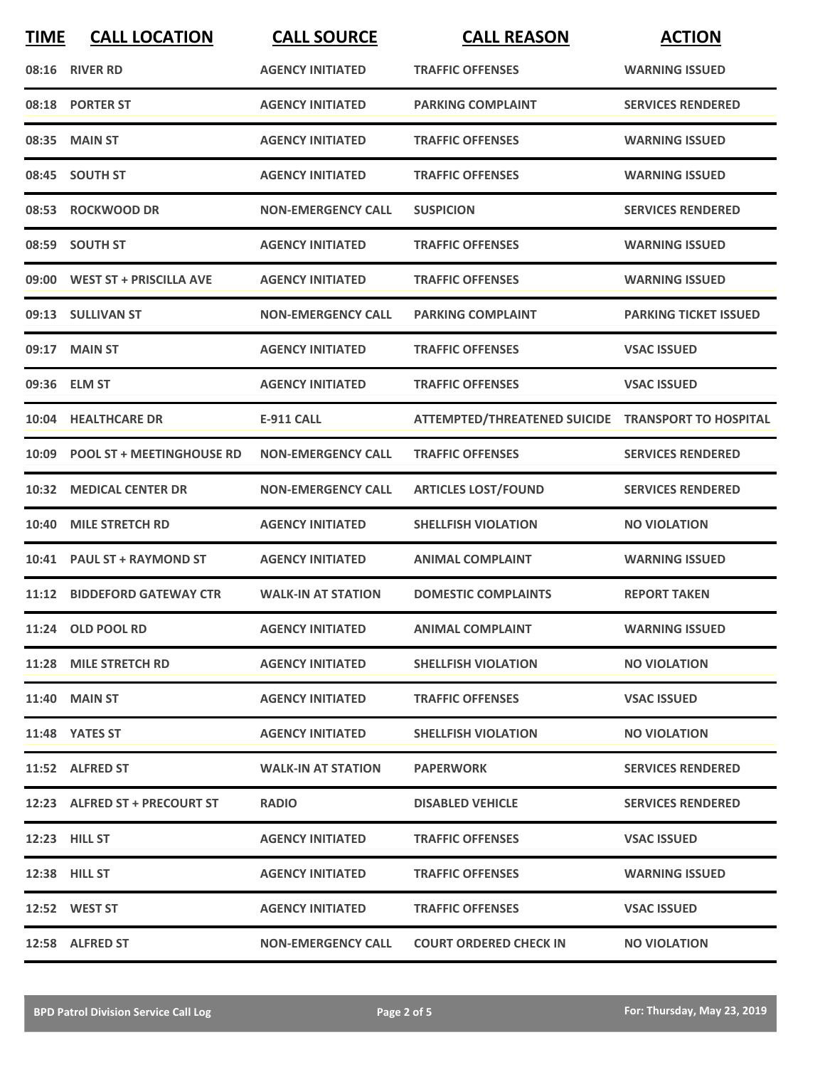| TIME | CALL LOCATION | CALL SOURCE | CALL REASON | ACTION |
|---|---|---|---|---|
| 08:16 | RIVER RD | AGENCY INITIATED | TRAFFIC OFFENSES | WARNING ISSUED |
| 08:18 | PORTER ST | AGENCY INITIATED | PARKING COMPLAINT | SERVICES RENDERED |
| 08:35 | MAIN ST | AGENCY INITIATED | TRAFFIC OFFENSES | WARNING ISSUED |
| 08:45 | SOUTH ST | AGENCY INITIATED | TRAFFIC OFFENSES | WARNING ISSUED |
| 08:53 | ROCKWOOD DR | NON-EMERGENCY CALL | SUSPICION | SERVICES RENDERED |
| 08:59 | SOUTH ST | AGENCY INITIATED | TRAFFIC OFFENSES | WARNING ISSUED |
| 09:00 | WEST ST + PRISCILLA AVE | AGENCY INITIATED | TRAFFIC OFFENSES | WARNING ISSUED |
| 09:13 | SULLIVAN ST | NON-EMERGENCY CALL | PARKING COMPLAINT | PARKING TICKET ISSUED |
| 09:17 | MAIN ST | AGENCY INITIATED | TRAFFIC OFFENSES | VSAC ISSUED |
| 09:36 | ELM ST | AGENCY INITIATED | TRAFFIC OFFENSES | VSAC ISSUED |
| 10:04 | HEALTHCARE DR | E-911 CALL | ATTEMPTED/THREATENED SUICIDE | TRANSPORT TO HOSPITAL |
| 10:09 | POOL ST + MEETINGHOUSE RD | NON-EMERGENCY CALL | TRAFFIC OFFENSES | SERVICES RENDERED |
| 10:32 | MEDICAL CENTER DR | NON-EMERGENCY CALL | ARTICLES LOST/FOUND | SERVICES RENDERED |
| 10:40 | MILE STRETCH RD | AGENCY INITIATED | SHELLFISH VIOLATION | NO VIOLATION |
| 10:41 | PAUL ST + RAYMOND ST | AGENCY INITIATED | ANIMAL COMPLAINT | WARNING ISSUED |
| 11:12 | BIDDEFORD GATEWAY CTR | WALK-IN AT STATION | DOMESTIC COMPLAINTS | REPORT TAKEN |
| 11:24 | OLD POOL RD | AGENCY INITIATED | ANIMAL COMPLAINT | WARNING ISSUED |
| 11:28 | MILE STRETCH RD | AGENCY INITIATED | SHELLFISH VIOLATION | NO VIOLATION |
| 11:40 | MAIN ST | AGENCY INITIATED | TRAFFIC OFFENSES | VSAC ISSUED |
| 11:48 | YATES ST | AGENCY INITIATED | SHELLFISH VIOLATION | NO VIOLATION |
| 11:52 | ALFRED ST | WALK-IN AT STATION | PAPERWORK | SERVICES RENDERED |
| 12:23 | ALFRED ST + PRECOURT ST | RADIO | DISABLED VEHICLE | SERVICES RENDERED |
| 12:23 | HILL ST | AGENCY INITIATED | TRAFFIC OFFENSES | VSAC ISSUED |
| 12:38 | HILL ST | AGENCY INITIATED | TRAFFIC OFFENSES | WARNING ISSUED |
| 12:52 | WEST ST | AGENCY INITIATED | TRAFFIC OFFENSES | VSAC ISSUED |
| 12:58 | ALFRED ST | NON-EMERGENCY CALL | COURT ORDERED CHECK IN | NO VIOLATION |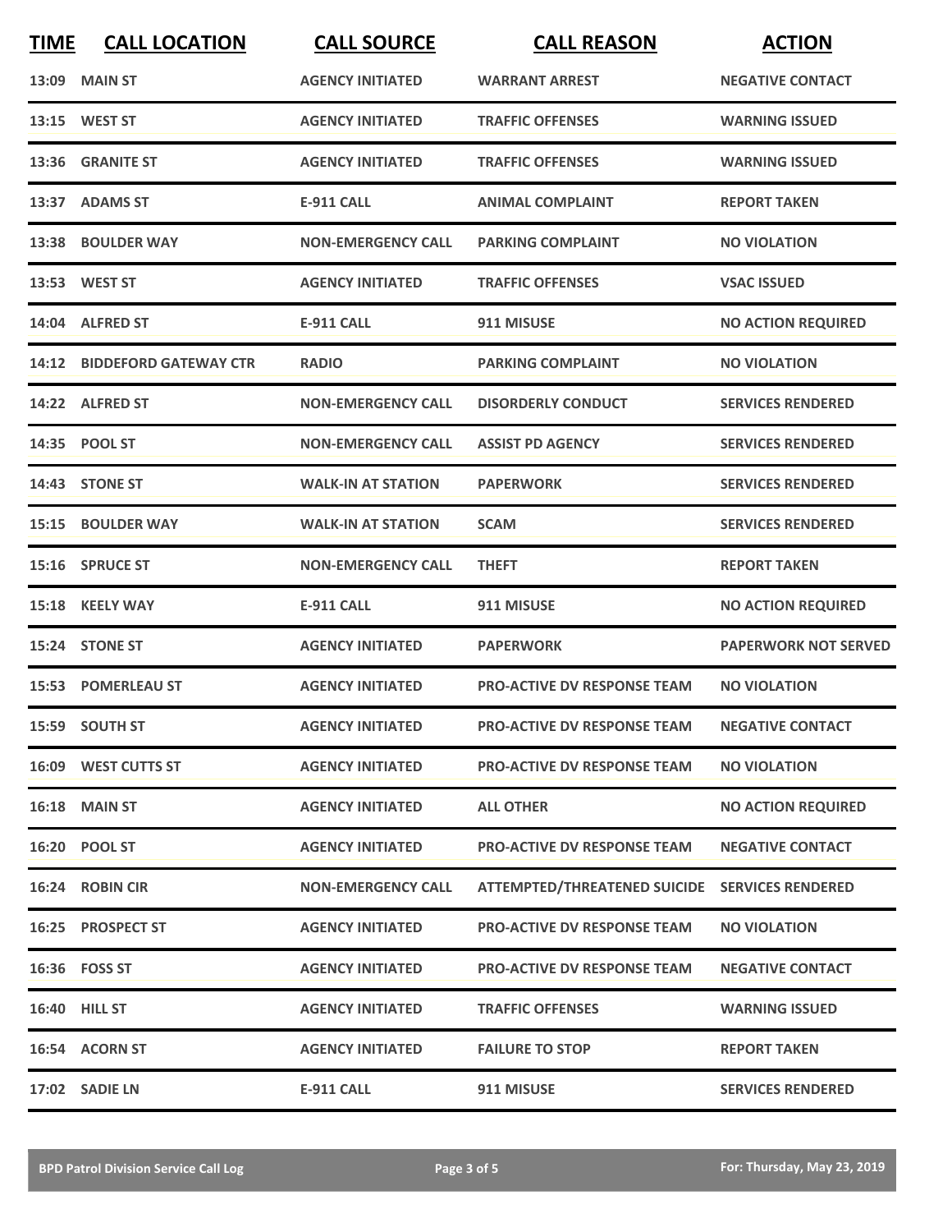| TIME | CALL LOCATION | CALL SOURCE | CALL REASON | ACTION |
|---|---|---|---|---|
| 13:09 | MAIN ST | AGENCY INITIATED | WARRANT ARREST | NEGATIVE CONTACT |
| 13:15 | WEST ST | AGENCY INITIATED | TRAFFIC OFFENSES | WARNING ISSUED |
| 13:36 | GRANITE ST | AGENCY INITIATED | TRAFFIC OFFENSES | WARNING ISSUED |
| 13:37 | ADAMS ST | E-911 CALL | ANIMAL COMPLAINT | REPORT TAKEN |
| 13:38 | BOULDER WAY | NON-EMERGENCY CALL | PARKING COMPLAINT | NO VIOLATION |
| 13:53 | WEST ST | AGENCY INITIATED | TRAFFIC OFFENSES | VSAC ISSUED |
| 14:04 | ALFRED ST | E-911 CALL | 911 MISUSE | NO ACTION REQUIRED |
| 14:12 | BIDDEFORD GATEWAY CTR | RADIO | PARKING COMPLAINT | NO VIOLATION |
| 14:22 | ALFRED ST | NON-EMERGENCY CALL | DISORDERLY CONDUCT | SERVICES RENDERED |
| 14:35 | POOL ST | NON-EMERGENCY CALL | ASSIST PD AGENCY | SERVICES RENDERED |
| 14:43 | STONE ST | WALK-IN AT STATION | PAPERWORK | SERVICES RENDERED |
| 15:15 | BOULDER WAY | WALK-IN AT STATION | SCAM | SERVICES RENDERED |
| 15:16 | SPRUCE ST | NON-EMERGENCY CALL | THEFT | REPORT TAKEN |
| 15:18 | KEELY WAY | E-911 CALL | 911 MISUSE | NO ACTION REQUIRED |
| 15:24 | STONE ST | AGENCY INITIATED | PAPERWORK | PAPERWORK NOT SERVED |
| 15:53 | POMERLEAU ST | AGENCY INITIATED | PRO-ACTIVE DV RESPONSE TEAM | NO VIOLATION |
| 15:59 | SOUTH ST | AGENCY INITIATED | PRO-ACTIVE DV RESPONSE TEAM | NEGATIVE CONTACT |
| 16:09 | WEST CUTTS ST | AGENCY INITIATED | PRO-ACTIVE DV RESPONSE TEAM | NO VIOLATION |
| 16:18 | MAIN ST | AGENCY INITIATED | ALL OTHER | NO ACTION REQUIRED |
| 16:20 | POOL ST | AGENCY INITIATED | PRO-ACTIVE DV RESPONSE TEAM | NEGATIVE CONTACT |
| 16:24 | ROBIN CIR | NON-EMERGENCY CALL | ATTEMPTED/THREATENED SUICIDE | SERVICES RENDERED |
| 16:25 | PROSPECT ST | AGENCY INITIATED | PRO-ACTIVE DV RESPONSE TEAM | NO VIOLATION |
| 16:36 | FOSS ST | AGENCY INITIATED | PRO-ACTIVE DV RESPONSE TEAM | NEGATIVE CONTACT |
| 16:40 | HILL ST | AGENCY INITIATED | TRAFFIC OFFENSES | WARNING ISSUED |
| 16:54 | ACORN ST | AGENCY INITIATED | FAILURE TO STOP | REPORT TAKEN |
| 17:02 | SADIE LN | E-911 CALL | 911 MISUSE | SERVICES RENDERED |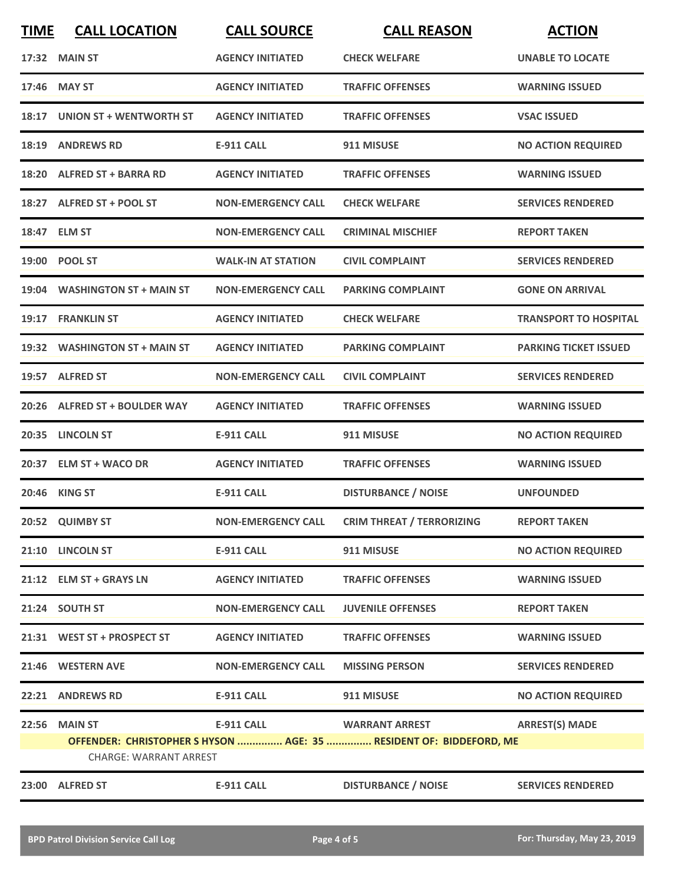| TIME | CALL LOCATION | CALL SOURCE | CALL REASON | ACTION |
|---|---|---|---|---|
| 17:32 | MAIN ST | AGENCY INITIATED | CHECK WELFARE | UNABLE TO LOCATE |
| 17:46 | MAY ST | AGENCY INITIATED | TRAFFIC OFFENSES | WARNING ISSUED |
| 18:17 | UNION ST + WENTWORTH ST | AGENCY INITIATED | TRAFFIC OFFENSES | VSAC ISSUED |
| 18:19 | ANDREWS RD | E-911 CALL | 911 MISUSE | NO ACTION REQUIRED |
| 18:20 | ALFRED ST + BARRA RD | AGENCY INITIATED | TRAFFIC OFFENSES | WARNING ISSUED |
| 18:27 | ALFRED ST + POOL ST | NON-EMERGENCY CALL | CHECK WELFARE | SERVICES RENDERED |
| 18:47 | ELM ST | NON-EMERGENCY CALL | CRIMINAL MISCHIEF | REPORT TAKEN |
| 19:00 | POOL ST | WALK-IN AT STATION | CIVIL COMPLAINT | SERVICES RENDERED |
| 19:04 | WASHINGTON ST + MAIN ST | NON-EMERGENCY CALL | PARKING COMPLAINT | GONE ON ARRIVAL |
| 19:17 | FRANKLIN ST | AGENCY INITIATED | CHECK WELFARE | TRANSPORT TO HOSPITAL |
| 19:32 | WASHINGTON ST + MAIN ST | AGENCY INITIATED | PARKING COMPLAINT | PARKING TICKET ISSUED |
| 19:57 | ALFRED ST | NON-EMERGENCY CALL | CIVIL COMPLAINT | SERVICES RENDERED |
| 20:26 | ALFRED ST + BOULDER WAY | AGENCY INITIATED | TRAFFIC OFFENSES | WARNING ISSUED |
| 20:35 | LINCOLN ST | E-911 CALL | 911 MISUSE | NO ACTION REQUIRED |
| 20:37 | ELM ST + WACO DR | AGENCY INITIATED | TRAFFIC OFFENSES | WARNING ISSUED |
| 20:46 | KING ST | E-911 CALL | DISTURBANCE / NOISE | UNFOUNDED |
| 20:52 | QUIMBY ST | NON-EMERGENCY CALL | CRIM THREAT / TERRORIZING | REPORT TAKEN |
| 21:10 | LINCOLN ST | E-911 CALL | 911 MISUSE | NO ACTION REQUIRED |
| 21:12 | ELM ST + GRAYS LN | AGENCY INITIATED | TRAFFIC OFFENSES | WARNING ISSUED |
| 21:24 | SOUTH ST | NON-EMERGENCY CALL | JUVENILE OFFENSES | REPORT TAKEN |
| 21:31 | WEST ST + PROSPECT ST | AGENCY INITIATED | TRAFFIC OFFENSES | WARNING ISSUED |
| 21:46 | WESTERN AVE | NON-EMERGENCY CALL | MISSING PERSON | SERVICES RENDERED |
| 22:21 | ANDREWS RD | E-911 CALL | 911 MISUSE | NO ACTION REQUIRED |
| 22:56 | MAIN ST | E-911 CALL | WARRANT ARREST | ARREST(S) MADE |
| | OFFENDER: CHRISTOPHER S HYSON ............... AGE: 35 ............... RESIDENT OF: BIDDEFORD, ME | | | |
| | CHARGE: WARRANT ARREST | | | |
| 23:00 | ALFRED ST | E-911 CALL | DISTURBANCE / NOISE | SERVICES RENDERED |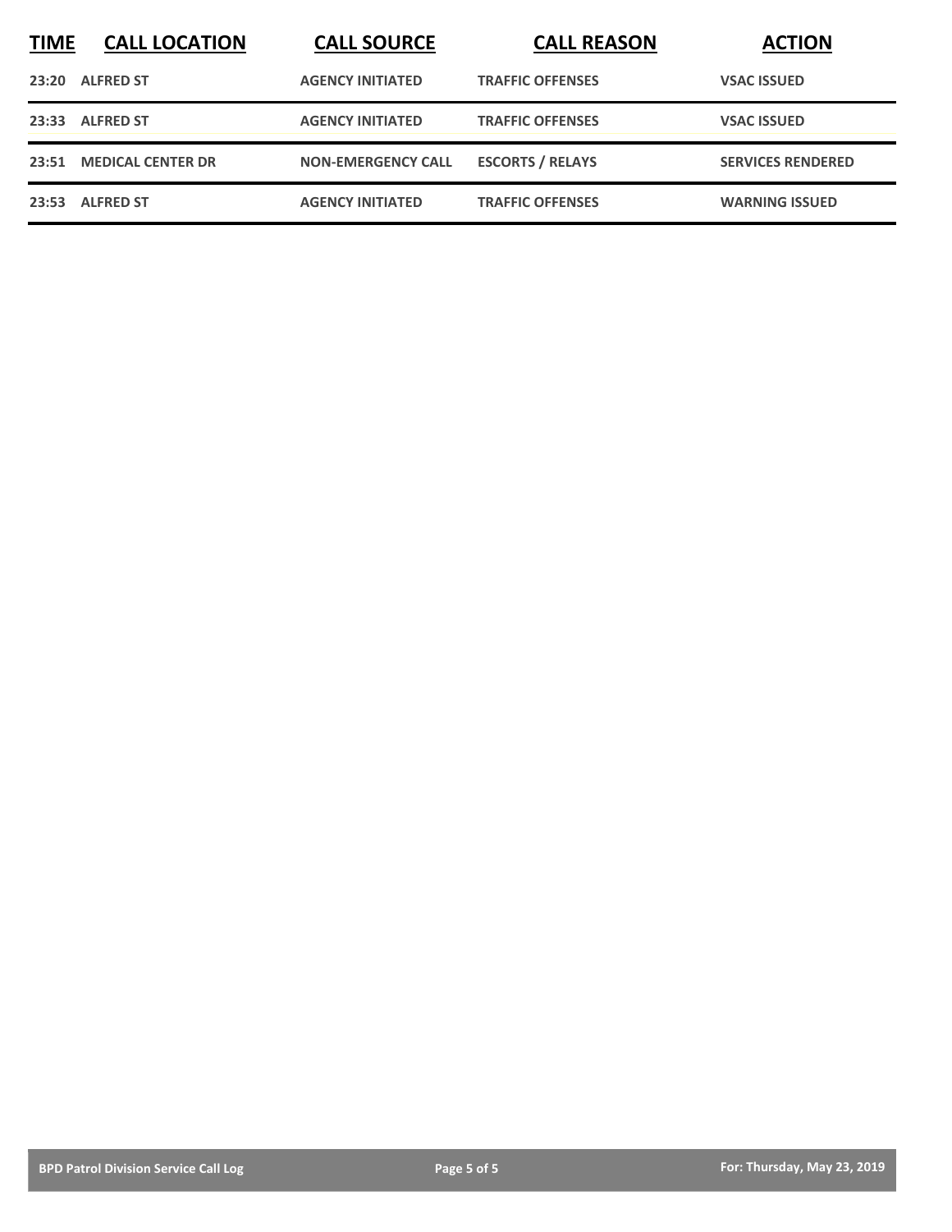| TIME | CALL LOCATION | CALL SOURCE | CALL REASON | ACTION |
|---|---|---|---|---|
| 23:20 | ALFRED ST | AGENCY INITIATED | TRAFFIC OFFENSES | VSAC ISSUED |
| 23:33 | ALFRED ST | AGENCY INITIATED | TRAFFIC OFFENSES | VSAC ISSUED |
| 23:51 | MEDICAL CENTER DR | NON-EMERGENCY CALL | ESCORTS / RELAYS | SERVICES RENDERED |
| 23:53 | ALFRED ST | AGENCY INITIATED | TRAFFIC OFFENSES | WARNING ISSUED |